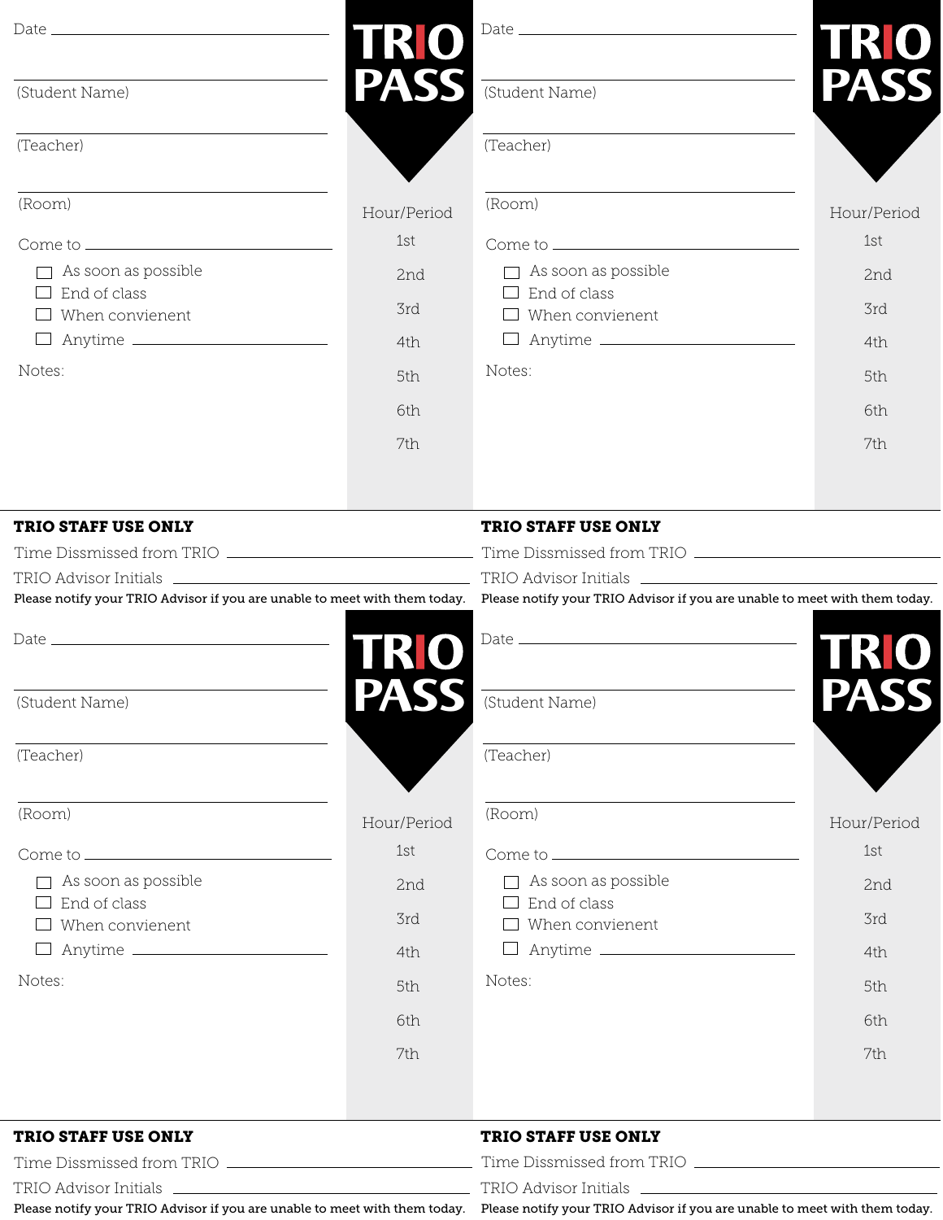Date ______________________

______________________
(Student Name)

______________________
(Teacher)

______________________
(Room)

Come to ______________________

- [ ] As soon as possible
- [ ] End of class
- [ ] When convienent
- [ ] Anytime ______________________

Notes:

**TRIO PASS**

Hour/Period

1st

2nd

3rd

4th

5th

6th

7th

**TRIO STAFF USE ONLY**

Time Dissmissed from TRIO ______________________

TRIO Advisor Initials ______________________

Please notify your TRIO Advisor if you are unable to meet with them today.

---

Date ______________________

______________________
(Student Name)

______________________
(Teacher)

______________________
(Room)

Come to ______________________

- [ ] As soon as possible
- [ ] End of class
- [ ] When convienent
- [ ] Anytime ______________________

Notes:

**TRIO PASS**

Hour/Period

1st

2nd

3rd

4th

5th

6th

7th

**TRIO STAFF USE ONLY**

Time Dissmissed from TRIO ______________________

TRIO Advisor Initials ______________________

Please notify your TRIO Advisor if you are unable to meet with them today.

---

Date ______________________

______________________
(Student Name)

______________________
(Teacher)

______________________
(Room)

Come to ______________________

- [ ] As soon as possible
- [ ] End of class
- [ ] When convienent
- [ ] Anytime ______________________

Notes:

**TRIO PASS**

Hour/Period

1st

2nd

3rd

4th

5th

6th

7th

**TRIO STAFF USE ONLY**

Time Dissmissed from TRIO ______________________

TRIO Advisor Initials ______________________

Please notify your TRIO Advisor if you are unable to meet with them today.

---

Date ______________________

______________________
(Student Name)

______________________
(Teacher)

______________________
(Room)

Come to ______________________

- [ ] As soon as possible
- [ ] End of class
- [ ] When convienent
- [ ] Anytime ______________________

Notes:

**TRIO PASS**

Hour/Period

1st

2nd

3rd

4th

5th

6th

7th

**TRIO STAFF USE ONLY**

Time Dissmissed from TRIO ______________________

TRIO Advisor Initials ______________________

Please notify your TRIO Advisor if you are unable to meet with them today.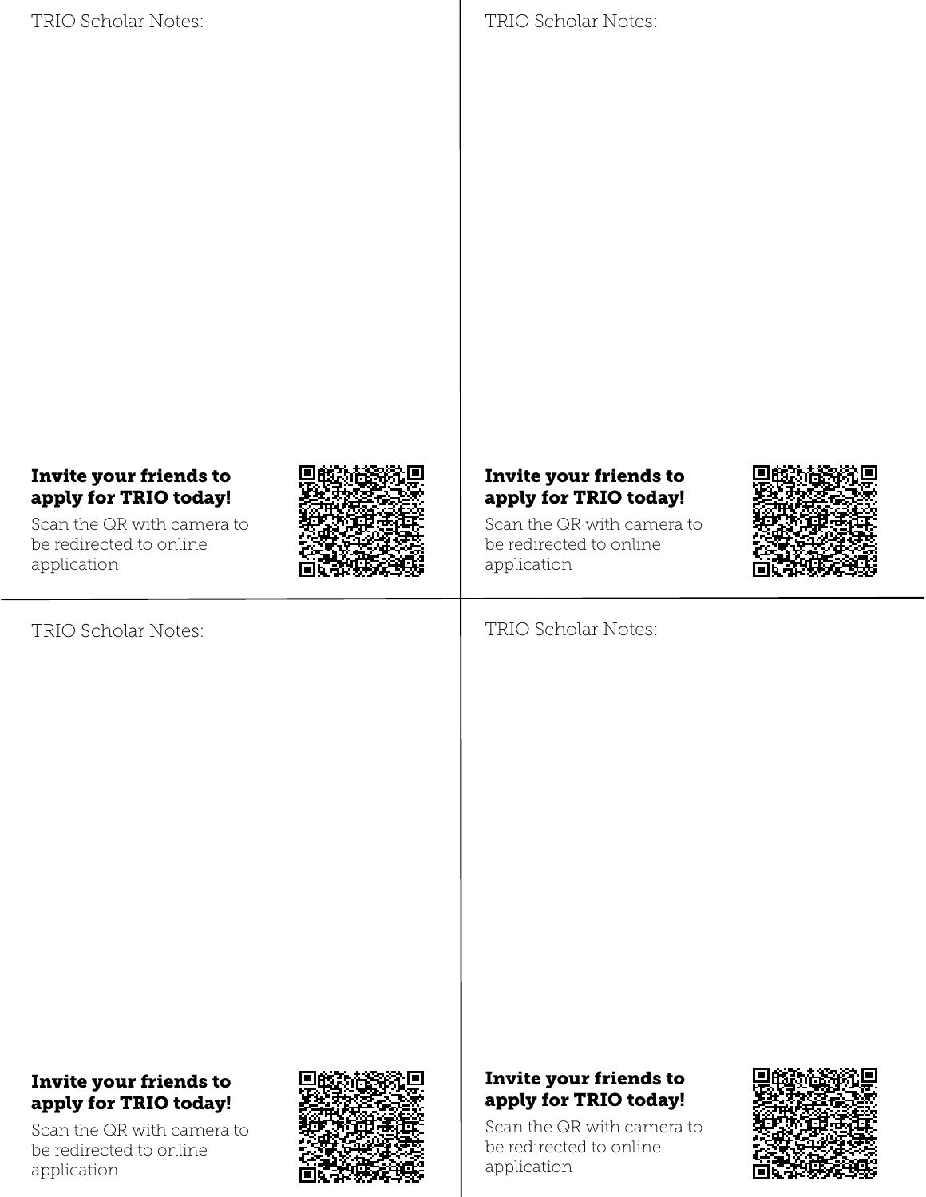TRIO Scholar Notes:

**Invite your friends to apply for TRIO today!**

Scan the QR with camera to be redirected to online application

TRIO Scholar Notes:

**Invite your friends to apply for TRIO today!**

Scan the QR with camera to be redirected to online application

TRIO Scholar Notes:

**Invite your friends to apply for TRIO today!**

Scan the QR with camera to be redirected to online application

TRIO Scholar Notes:

**Invite your friends to apply for TRIO today!**

Scan the QR with camera to be redirected to online application